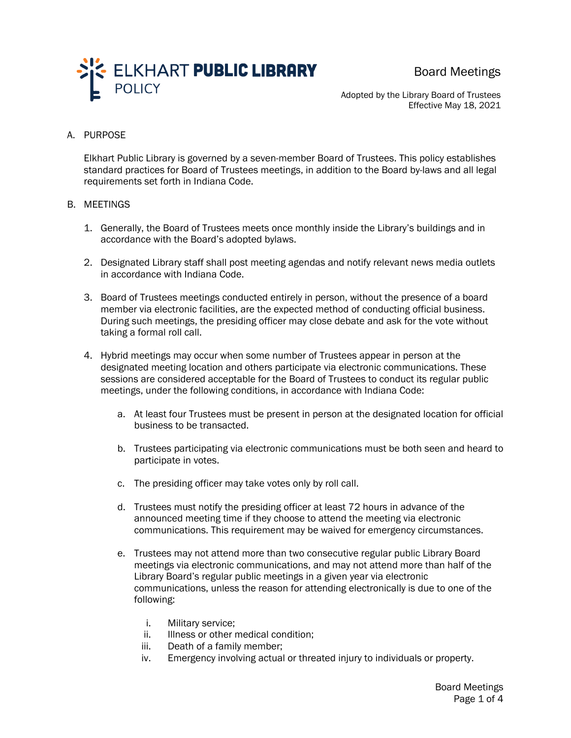ELKHART **PUBLIC LIBRARY**
POLICY

# Board Meetings

Adopted by the Library Board of Trustees
Effective May 18, 2021

A. PURPOSE

Elkhart Public Library is governed by a seven-member Board of Trustees. This policy establishes standard practices for Board of Trustees meetings, in addition to the Board by-laws and all legal requirements set forth in Indiana Code.

B. MEETINGS

1. Generally, the Board of Trustees meets once monthly inside the Library's buildings and in accordance with the Board's adopted bylaws.

2. Designated Library staff shall post meeting agendas and notify relevant news media outlets in accordance with Indiana Code.

3. Board of Trustees meetings conducted entirely in person, without the presence of a board member via electronic facilities, are the expected method of conducting official business. During such meetings, the presiding officer may close debate and ask for the vote without taking a formal roll call.

4. Hybrid meetings may occur when some number of Trustees appear in person at the designated meeting location and others participate via electronic communications. These sessions are considered acceptable for the Board of Trustees to conduct its regular public meetings, under the following conditions, in accordance with Indiana Code:

    a. At least four Trustees must be present in person at the designated location for official business to be transacted.

    b. Trustees participating via electronic communications must be both seen and heard to participate in votes.

    c. The presiding officer may take votes only by roll call.

    d. Trustees must notify the presiding officer at least 72 hours in advance of the announced meeting time if they choose to attend the meeting via electronic communications. This requirement may be waived for emergency circumstances.

    e. Trustees may not attend more than two consecutive regular public Library Board meetings via electronic communications, and may not attend more than half of the Library Board's regular public meetings in a given year via electronic communications, unless the reason for attending electronically is due to one of the following:

        i. Military service;
        ii. Illness or other medical condition;
        iii. Death of a family member;
        iv. Emergency involving actual or threated injury to individuals or property.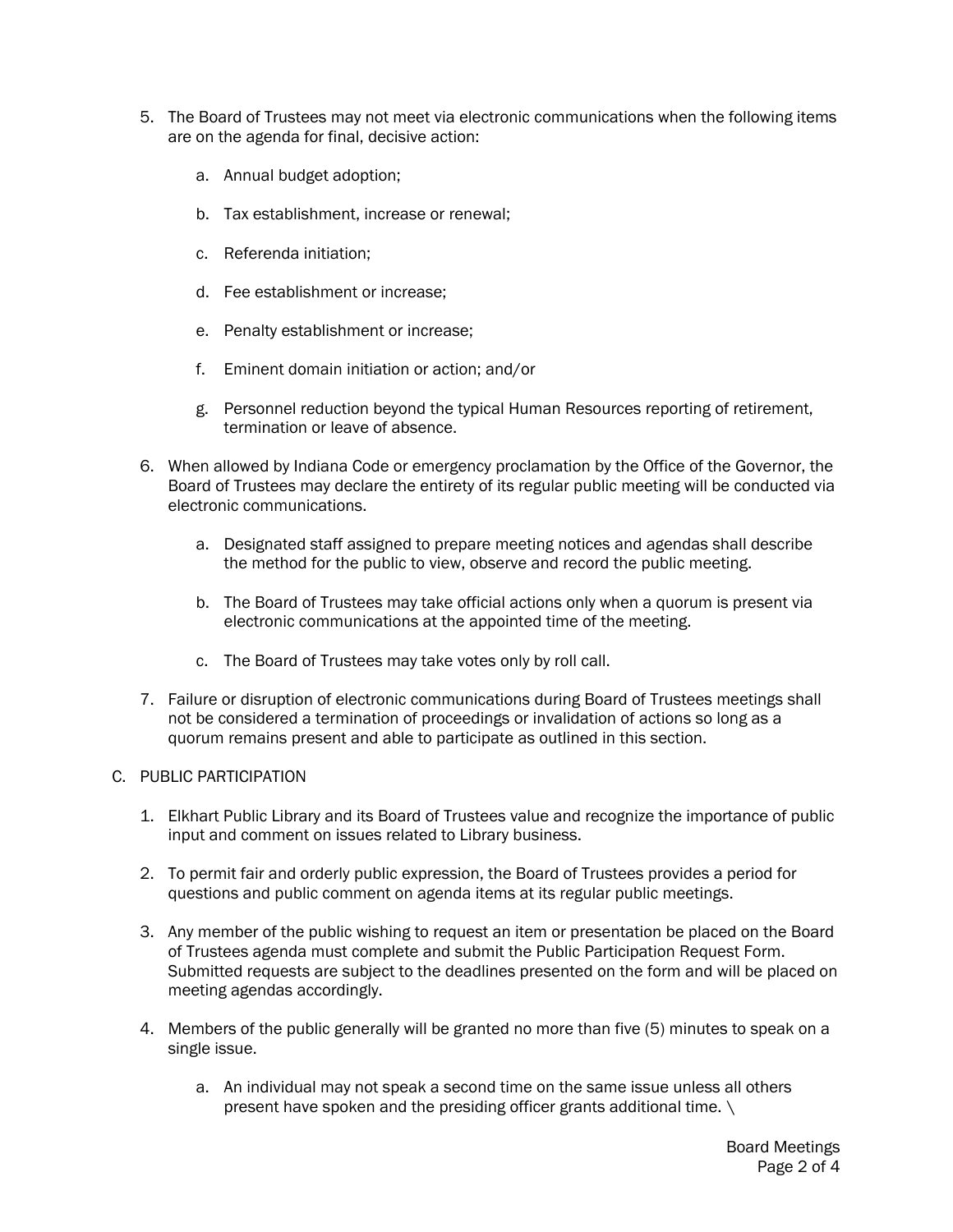5. The Board of Trustees may not meet via electronic communications when the following items are on the agenda for final, decisive action:

    a. Annual budget adoption;

    b. Tax establishment, increase or renewal;

    c. Referenda initiation;

    d. Fee establishment or increase;

    e. Penalty establishment or increase;

    f. Eminent domain initiation or action; and/or

    g. Personnel reduction beyond the typical Human Resources reporting of retirement, termination or leave of absence.

6. When allowed by Indiana Code or emergency proclamation by the Office of the Governor, the Board of Trustees may declare the entirety of its regular public meeting will be conducted via electronic communications.

    a. Designated staff assigned to prepare meeting notices and agendas shall describe the method for the public to view, observe and record the public meeting.

    b. The Board of Trustees may take official actions only when a quorum is present via electronic communications at the appointed time of the meeting.

    c. The Board of Trustees may take votes only by roll call.

7. Failure or disruption of electronic communications during Board of Trustees meetings shall not be considered a termination of proceedings or invalidation of actions so long as a quorum remains present and able to participate as outlined in this section.

C. PUBLIC PARTICIPATION

1. Elkhart Public Library and its Board of Trustees value and recognize the importance of public input and comment on issues related to Library business.

2. To permit fair and orderly public expression, the Board of Trustees provides a period for questions and public comment on agenda items at its regular public meetings.

3. Any member of the public wishing to request an item or presentation be placed on the Board of Trustees agenda must complete and submit the Public Participation Request Form. Submitted requests are subject to the deadlines presented on the form and will be placed on meeting agendas accordingly.

4. Members of the public generally will be granted no more than five (5) minutes to speak on a single issue.

    a. An individual may not speak a second time on the same issue unless all others present have spoken and the presiding officer grants additional time. \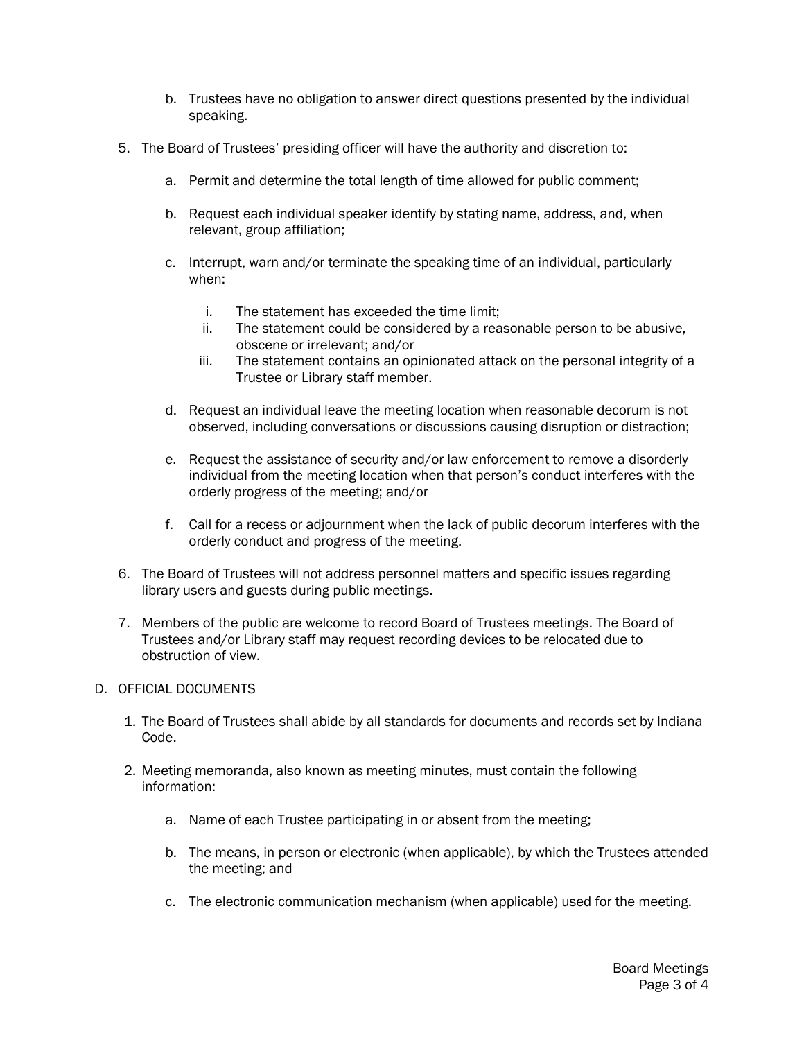b. Trustees have no obligation to answer direct questions presented by the individual speaking.

5. The Board of Trustees' presiding officer will have the authority and discretion to:

   a. Permit and determine the total length of time allowed for public comment;

   b. Request each individual speaker identify by stating name, address, and, when relevant, group affiliation;

   c. Interrupt, warn and/or terminate the speaking time of an individual, particularly when:

      i. The statement has exceeded the time limit;
      ii. The statement could be considered by a reasonable person to be abusive, obscene or irrelevant; and/or
      iii. The statement contains an opinionated attack on the personal integrity of a Trustee or Library staff member.

   d. Request an individual leave the meeting location when reasonable decorum is not observed, including conversations or discussions causing disruption or distraction;

   e. Request the assistance of security and/or law enforcement to remove a disorderly individual from the meeting location when that person's conduct interferes with the orderly progress of the meeting; and/or

   f. Call for a recess or adjournment when the lack of public decorum interferes with the orderly conduct and progress of the meeting.

6. The Board of Trustees will not address personnel matters and specific issues regarding library users and guests during public meetings.

7. Members of the public are welcome to record Board of Trustees meetings. The Board of Trustees and/or Library staff may request recording devices to be relocated due to obstruction of view.

D. OFFICIAL DOCUMENTS

1. The Board of Trustees shall abide by all standards for documents and records set by Indiana Code.

2. Meeting memoranda, also known as meeting minutes, must contain the following information:

   a. Name of each Trustee participating in or absent from the meeting;

   b. The means, in person or electronic (when applicable), by which the Trustees attended the meeting; and

   c. The electronic communication mechanism (when applicable) used for the meeting.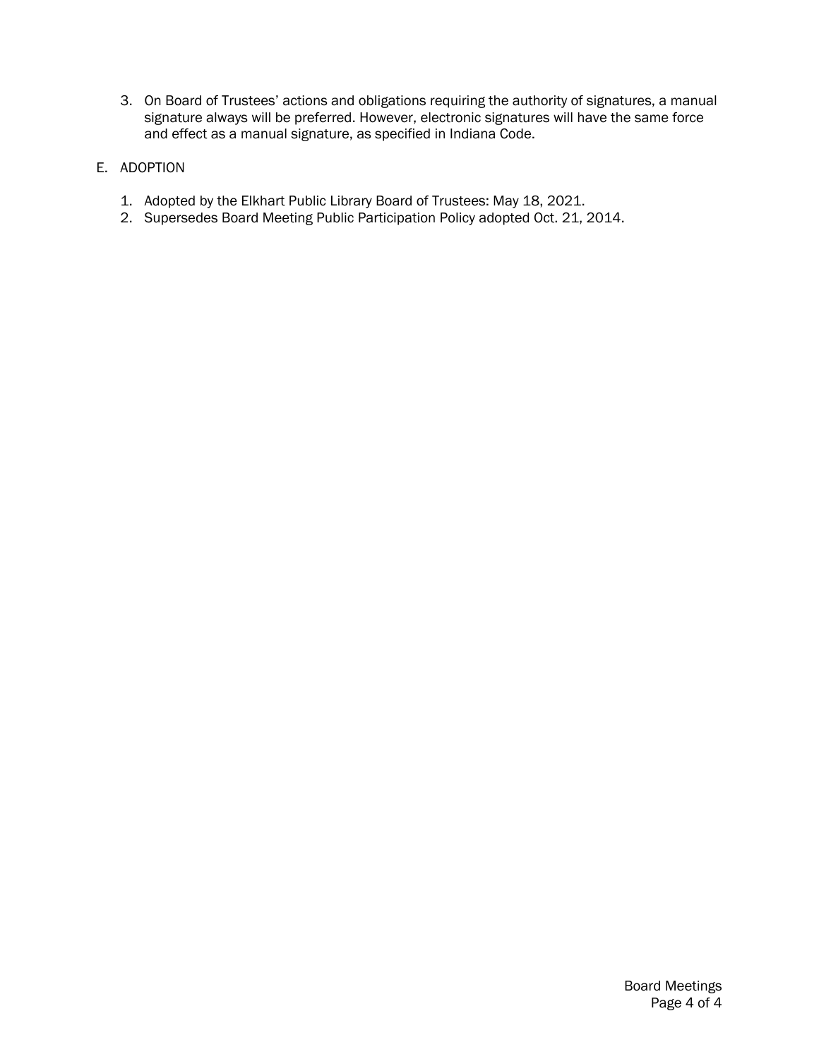3. On Board of Trustees' actions and obligations requiring the authority of signatures, a manual signature always will be preferred. However, electronic signatures will have the same force and effect as a manual signature, as specified in Indiana Code.

E. ADOPTION

1. Adopted by the Elkhart Public Library Board of Trustees: May 18, 2021.
2. Supersedes Board Meeting Public Participation Policy adopted Oct. 21, 2014.